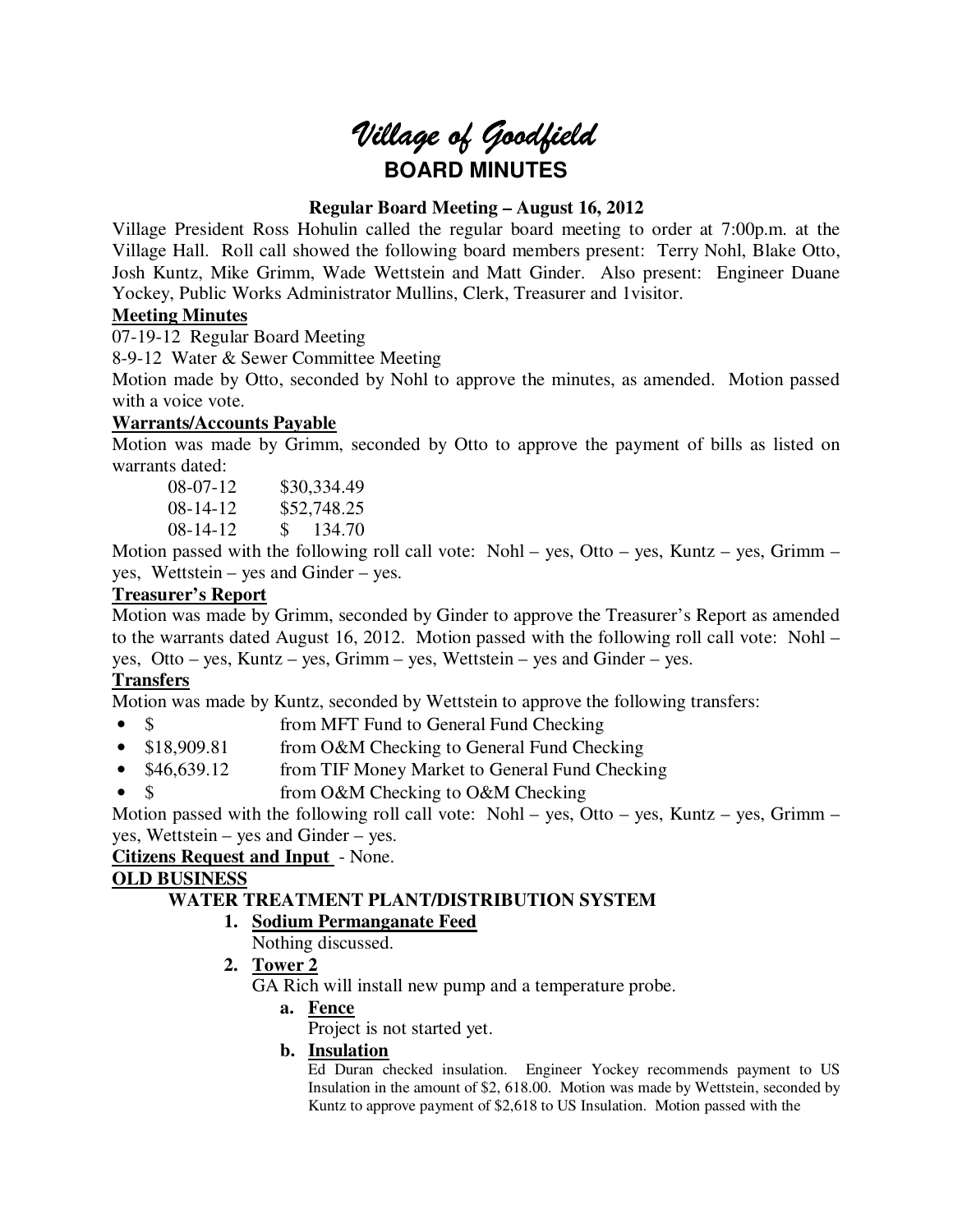# Village of Goodfield

## BOARD MINUTES

**Regular Board Meeting – August 16, 2012**

Village President Ross Hohulin called the regular board meeting to order at 7:00p.m. at the Village Hall. Roll call showed the following board members present: Terry Nohl, Blake Otto, Josh Kuntz, Mike Grimm, Wade Wettstein and Matt Ginder. Also present: Engineer Duane Yockey, Public Works Administrator Mullins, Clerk, Treasurer and 1visitor.

**Meeting Minutes**

07-19-12 Regular Board Meeting

8-9-12 Water & Sewer Committee Meeting

Motion made by Otto, seconded by Nohl to approve the minutes, as amended. Motion passed with a voice vote.

**Warrants/Accounts Payable**

Motion was made by Grimm, seconded by Otto to approve the payment of bills as listed on warrants dated:

| | |
|---|---|
| 08-07-12 | \$30,334.49 |
| 08-14-12 | \$52,748.25 |
| 08-14-12 | \$ 134.70 |

Motion passed with the following roll call vote: Nohl – yes, Otto – yes, Kuntz – yes, Grimm – yes, Wettstein – yes and Ginder – yes.

**Treasurer's Report**

Motion was made by Grimm, seconded by Ginder to approve the Treasurer's Report as amended to the warrants dated August 16, 2012. Motion passed with the following roll call vote: Nohl – yes, Otto – yes, Kuntz – yes, Grimm – yes, Wettstein – yes and Ginder – yes.

**Transfers**

Motion was made by Kuntz, seconded by Wettstein to approve the following transfers:

- \$ from MFT Fund to General Fund Checking
- \$18,909.81 from O&M Checking to General Fund Checking
- \$46,639.12 from TIF Money Market to General Fund Checking
- \$ from O&M Checking to O&M Checking

Motion passed with the following roll call vote: Nohl – yes, Otto – yes, Kuntz – yes, Grimm – yes, Wettstein – yes and Ginder – yes.

**Citizens Request and Input** - None.

**OLD BUSINESS**

**WATER TREATMENT PLANT/DISTRIBUTION SYSTEM**

1. **Sodium Permanganate Feed**

   Nothing discussed.

2. **Tower 2**

   GA Rich will install new pump and a temperature probe.

   a. **Fence**

      Project is not started yet.

   b. **Insulation**

      Ed Duran checked insulation. Engineer Yockey recommends payment to US Insulation in the amount of \$2, 618.00. Motion was made by Wettstein, seconded by Kuntz to approve payment of \$2,618 to US Insulation. Motion passed with the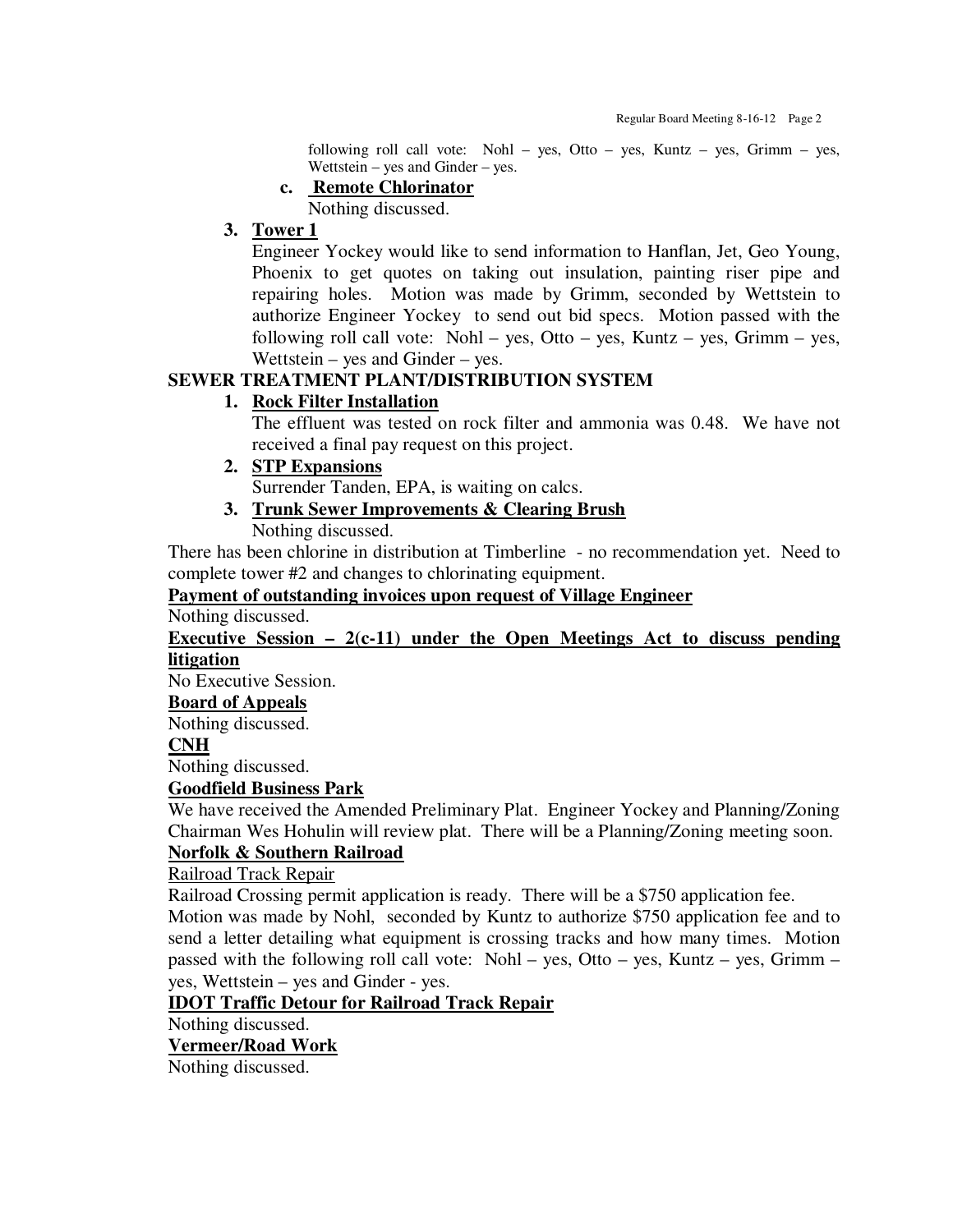following roll call vote: Nohl – yes, Otto – yes, Kuntz – yes, Grimm – yes, Wettstein – yes and Ginder – yes.

c. **Remote Chlorinator**

Nothing discussed.

3. **Tower 1**

Engineer Yockey would like to send information to Hanflan, Jet, Geo Young, Phoenix to get quotes on taking out insulation, painting riser pipe and repairing holes. Motion was made by Grimm, seconded by Wettstein to authorize Engineer Yockey to send out bid specs. Motion passed with the following roll call vote: Nohl – yes, Otto – yes, Kuntz – yes, Grimm – yes, Wettstein – yes and Ginder – yes.

**SEWER TREATMENT PLANT/DISTRIBUTION SYSTEM**

1. **Rock Filter Installation**

The effluent was tested on rock filter and ammonia was 0.48. We have not received a final pay request on this project.

2. **STP Expansions**

Surrender Tanden, EPA, is waiting on calcs.

3. **Trunk Sewer Improvements & Clearing Brush**

Nothing discussed.

There has been chlorine in distribution at Timberline - no recommendation yet. Need to complete tower #2 and changes to chlorinating equipment.

**Payment of outstanding invoices upon request of Village Engineer**

Nothing discussed.

**Executive Session – 2(c-11) under the Open Meetings Act to discuss pending litigation**

No Executive Session.

**Board of Appeals**

Nothing discussed.

**CNH**

Nothing discussed.

**Goodfield Business Park**

We have received the Amended Preliminary Plat. Engineer Yockey and Planning/Zoning Chairman Wes Hohulin will review plat. There will be a Planning/Zoning meeting soon.

**Norfolk & Southern Railroad**

Railroad Track Repair

Railroad Crossing permit application is ready. There will be a $750 application fee.

Motion was made by Nohl, seconded by Kuntz to authorize $750 application fee and to send a letter detailing what equipment is crossing tracks and how many times. Motion passed with the following roll call vote: Nohl – yes, Otto – yes, Kuntz – yes, Grimm – yes, Wettstein – yes and Ginder - yes.

**IDOT Traffic Detour for Railroad Track Repair**

Nothing discussed.

**Vermeer/Road Work**

Nothing discussed.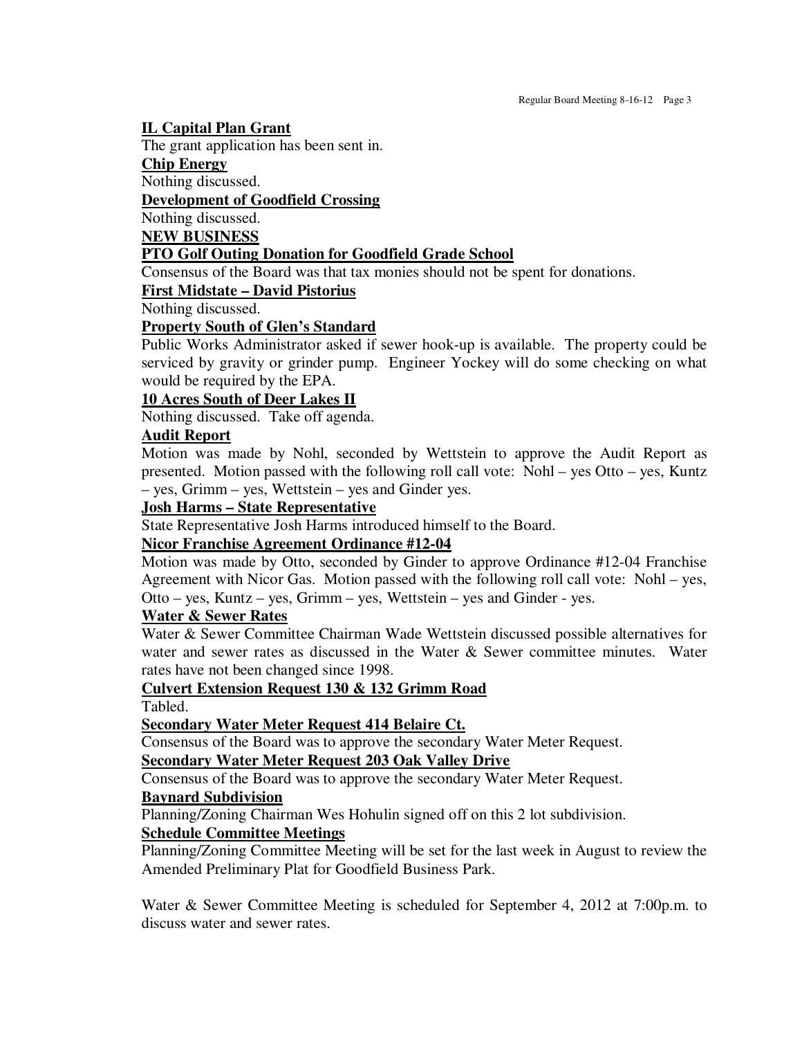**IL Capital Plan Grant**

The grant application has been sent in.

**Chip Energy**

Nothing discussed.

**Development of Goodfield Crossing**

Nothing discussed.

**NEW BUSINESS**

**PTO Golf Outing Donation for Goodfield Grade School**

Consensus of the Board was that tax monies should not be spent for donations.

**First Midstate – David Pistorius**

Nothing discussed.

**Property South of Glen's Standard**

Public Works Administrator asked if sewer hook-up is available. The property could be serviced by gravity or grinder pump. Engineer Yockey will do some checking on what would be required by the EPA.

**10 Acres South of Deer Lakes II**

Nothing discussed. Take off agenda.

**Audit Report**

Motion was made by Nohl, seconded by Wettstein to approve the Audit Report as presented. Motion passed with the following roll call vote: Nohl – yes Otto – yes, Kuntz – yes, Grimm – yes, Wettstein – yes and Ginder yes.

**Josh Harms – State Representative**

State Representative Josh Harms introduced himself to the Board.

**Nicor Franchise Agreement Ordinance #12-04**

Motion was made by Otto, seconded by Ginder to approve Ordinance #12-04 Franchise Agreement with Nicor Gas. Motion passed with the following roll call vote: Nohl – yes, Otto – yes, Kuntz – yes, Grimm – yes, Wettstein – yes and Ginder - yes.

**Water & Sewer Rates**

Water & Sewer Committee Chairman Wade Wettstein discussed possible alternatives for water and sewer rates as discussed in the Water & Sewer committee minutes. Water rates have not been changed since 1998.

**Culvert Extension Request 130 & 132 Grimm Road**

Tabled.

**Secondary Water Meter Request 414 Belaire Ct.**

Consensus of the Board was to approve the secondary Water Meter Request.

**Secondary Water Meter Request 203 Oak Valley Drive**

Consensus of the Board was to approve the secondary Water Meter Request.

**Baynard Subdivision**

Planning/Zoning Chairman Wes Hohulin signed off on this 2 lot subdivision.

**Schedule Committee Meetings**

Planning/Zoning Committee Meeting will be set for the last week in August to review the Amended Preliminary Plat for Goodfield Business Park.

Water & Sewer Committee Meeting is scheduled for September 4, 2012 at 7:00p.m. to discuss water and sewer rates.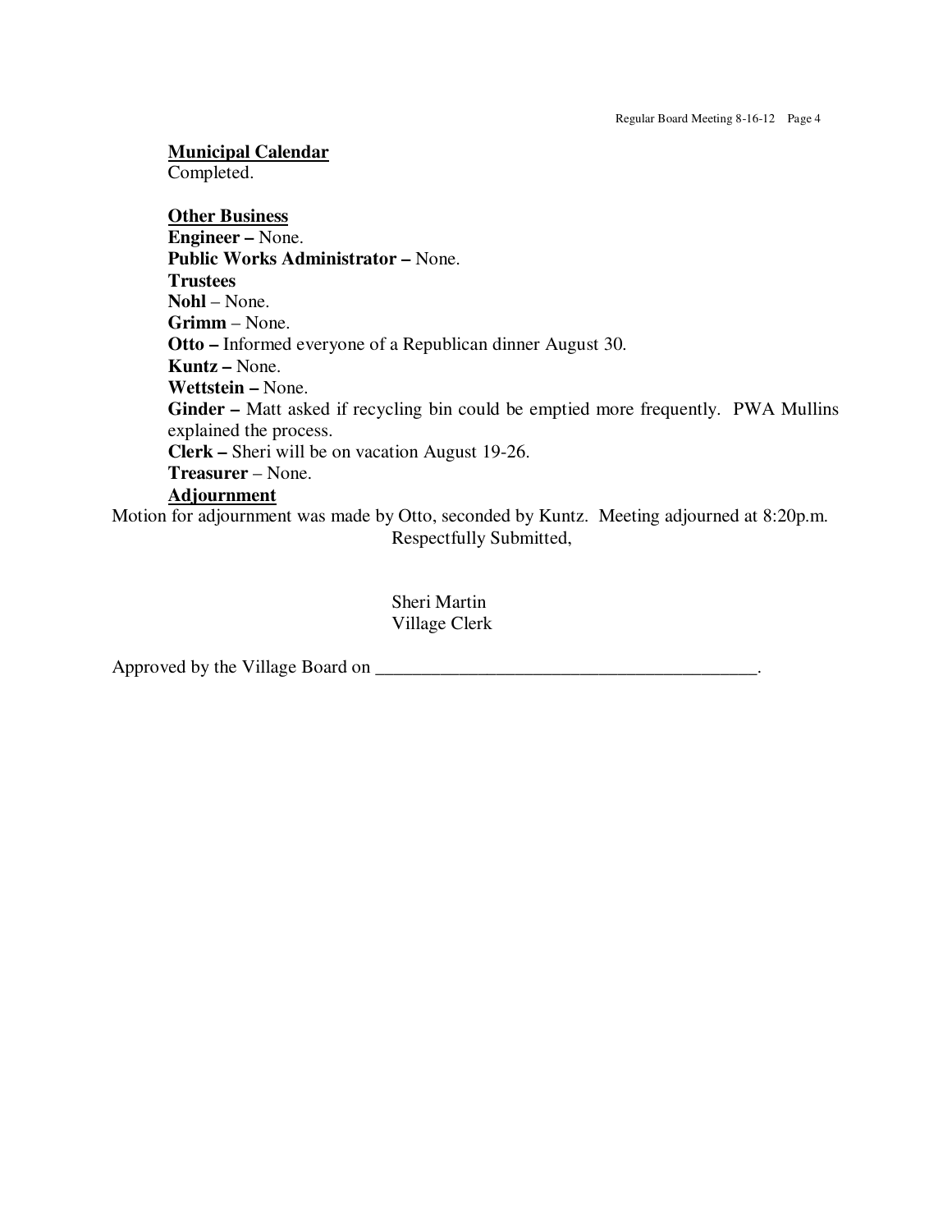**Municipal Calendar**
Completed.

**Other Business**
**Engineer –** None.
**Public Works Administrator –** None.
**Trustees**
**Nohl** – None.
**Grimm** – None.
**Otto –** Informed everyone of a Republican dinner August 30.
**Kuntz –** None.
**Wettstein –** None.
**Ginder –** Matt asked if recycling bin could be emptied more frequently. PWA Mullins explained the process.
**Clerk –** Sheri will be on vacation August 19-26.
**Treasurer** – None.
**Adjournment**
Motion for adjournment was made by Otto, seconded by Kuntz. Meeting adjourned at 8:20p.m.

Respectfully Submitted,

Sheri Martin
Village Clerk

Approved by the Village Board on \_\_\_\_\_\_\_\_\_\_\_\_\_\_\_\_\_\_\_\_\_\_\_\_\_\_\_\_\_\_\_\_\_\_\_\_\_\_\_\_\_\_.